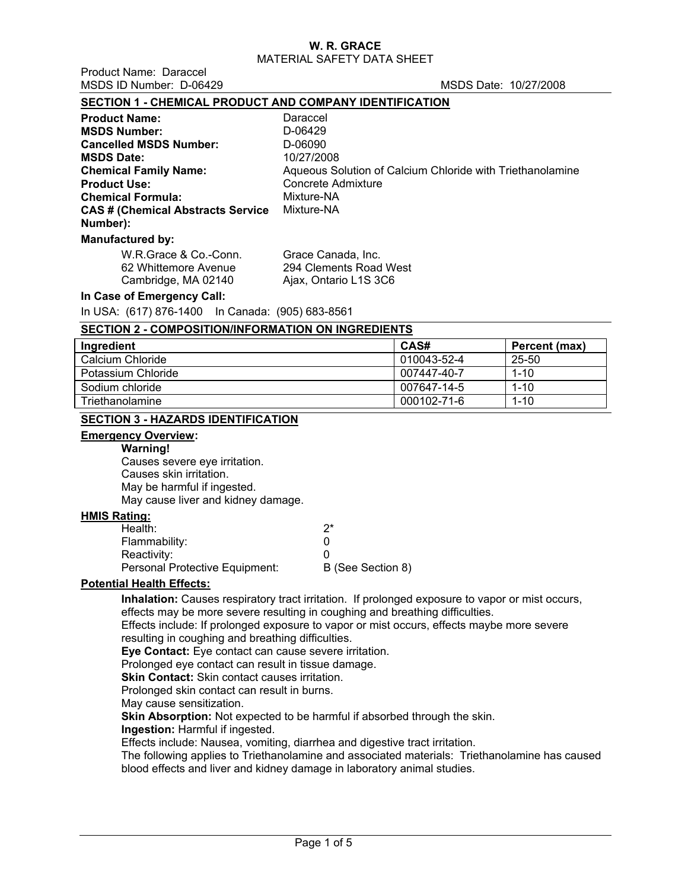# W. R. GRACE
MATERIAL SAFETY DATA SHEET

Product Name: Daraccel
MSDS ID Number: D-06429 MSDS Date: 10/27/2008

## SECTION 1 - CHEMICAL PRODUCT AND COMPANY IDENTIFICATION

**Product Name:** Daraccel
**MSDS Number:** D-06429
**Cancelled MSDS Number:** D-06090
**MSDS Date:** 10/27/2008
**Chemical Family Name:** Aqueous Solution of Calcium Chloride with Triethanolamine
**Product Use:** Concrete Admixture
**Chemical Formula:** Mixture-NA
**CAS # (Chemical Abstracts Service Number):** Mixture-NA

**Manufactured by:**

W.R.Grace & Co.-Conn.
62 Whittemore Avenue
Cambridge, MA 02140

Grace Canada, Inc.
294 Clements Road West
Ajax, Ontario L1S 3C6

**In Case of Emergency Call:**

In USA: (617) 876-1400 In Canada: (905) 683-8561

## SECTION 2 - COMPOSITION/INFORMATION ON INGREDIENTS

| Ingredient | CAS# | Percent (max) |
|---|---|---|
| Calcium Chloride | 010043-52-4 | 25-50 |
| Potassium Chloride | 007447-40-7 | 1-10 |
| Sodium chloride | 007647-14-5 | 1-10 |
| Triethanolamine | 000102-71-6 | 1-10 |

## SECTION 3 - HAZARDS IDENTIFICATION

### Emergency Overview:

**Warning!**
Causes severe eye irritation.
Causes skin irritation.
May be harmful if ingested.
May cause liver and kidney damage.

### HMIS Rating:

Health: 2*
Flammability: 0
Reactivity: 0
Personal Protective Equipment: B (See Section 8)

### Potential Health Effects:

**Inhalation:** Causes respiratory tract irritation. If prolonged exposure to vapor or mist occurs, effects may be more severe resulting in coughing and breathing difficulties.
Effects include: If prolonged exposure to vapor or mist occurs, effects maybe more severe resulting in coughing and breathing difficulties.
**Eye Contact:** Eye contact can cause severe irritation.
Prolonged eye contact can result in tissue damage.
**Skin Contact:** Skin contact causes irritation.
Prolonged skin contact can result in burns.
May cause sensitization.
**Skin Absorption:** Not expected to be harmful if absorbed through the skin.
**Ingestion:** Harmful if ingested.
Effects include: Nausea, vomiting, diarrhea and digestive tract irritation.
The following applies to Triethanolamine and associated materials: Triethanolamine has caused blood effects and liver and kidney damage in laboratory animal studies.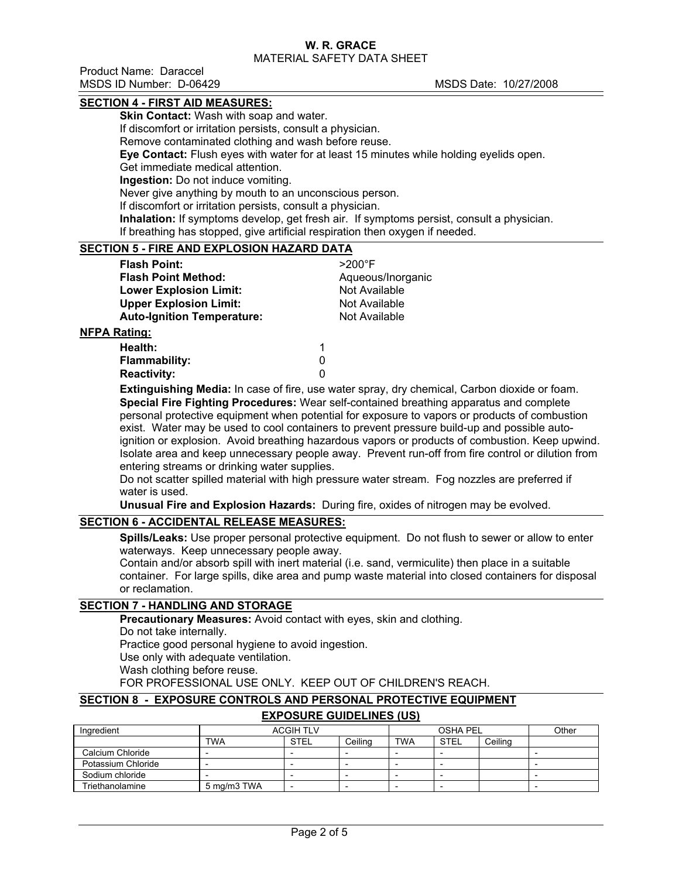## SECTION 4 - FIRST AID MEASURES:

**Skin Contact:** Wash with soap and water.
If discomfort or irritation persists, consult a physician.
Remove contaminated clothing and wash before reuse.
**Eye Contact:** Flush eyes with water for at least 15 minutes while holding eyelids open.
Get immediate medical attention.
**Ingestion:** Do not induce vomiting.
Never give anything by mouth to an unconscious person.
If discomfort or irritation persists, consult a physician.
**Inhalation:** If symptoms develop, get fresh air. If symptoms persist, consult a physician.
If breathing has stopped, give artificial respiration then oxygen if needed.

## SECTION 5 - FIRE AND EXPLOSION HAZARD DATA

| | |
|---|---|
| **Flash Point:** | >200°F |
| **Flash Point Method:** | Aqueous/Inorganic |
| **Lower Explosion Limit:** | Not Available |
| **Upper Explosion Limit:** | Not Available |
| **Auto-Ignition Temperature:** | Not Available |

**NFPA Rating:**

| | |
|---|---|
| **Health:** | 1 |
| **Flammability:** | 0 |
| **Reactivity:** | 0 |

**Extinguishing Media:** In case of fire, use water spray, dry chemical, Carbon dioxide or foam.
**Special Fire Fighting Procedures:** Wear self-contained breathing apparatus and complete personal protective equipment when potential for exposure to vapors or products of combustion exist. Water may be used to cool containers to prevent pressure build-up and possible auto-ignition or explosion. Avoid breathing hazardous vapors or products of combustion. Keep upwind. Isolate area and keep unnecessary people away. Prevent run-off from fire control or dilution from entering streams or drinking water supplies.
Do not scatter spilled material with high pressure water stream. Fog nozzles are preferred if water is used.
**Unusual Fire and Explosion Hazards:** During fire, oxides of nitrogen may be evolved.

## SECTION 6 - ACCIDENTAL RELEASE MEASURES:

**Spills/Leaks:** Use proper personal protective equipment. Do not flush to sewer or allow to enter waterways. Keep unnecessary people away.
Contain and/or absorb spill with inert material (i.e. sand, vermiculite) then place in a suitable container. For large spills, dike area and pump waste material into closed containers for disposal or reclamation.

## SECTION 7 - HANDLING AND STORAGE

**Precautionary Measures:** Avoid contact with eyes, skin and clothing.
Do not take internally.
Practice good personal hygiene to avoid ingestion.
Use only with adequate ventilation.
Wash clothing before reuse.
FOR PROFESSIONAL USE ONLY. KEEP OUT OF CHILDREN'S REACH.

## SECTION 8 - EXPOSURE CONTROLS AND PERSONAL PROTECTIVE EQUIPMENT

### EXPOSURE GUIDELINES (US)

| Ingredient | ACGIH TLV | | | OSHA PEL | | | Other |
|---|---|---|---|---|---|---|---|
| | TWA | STEL | Ceiling | TWA | STEL | Ceiling | |
| Calcium Chloride | - | - | - | - | - | | - |
| Potassium Chloride | - | - | - | - | - | | - |
| Sodium chloride | - | - | - | - | - | | - |
| Triethanolamine | 5 mg/m3 TWA | - | - | - | - | | - |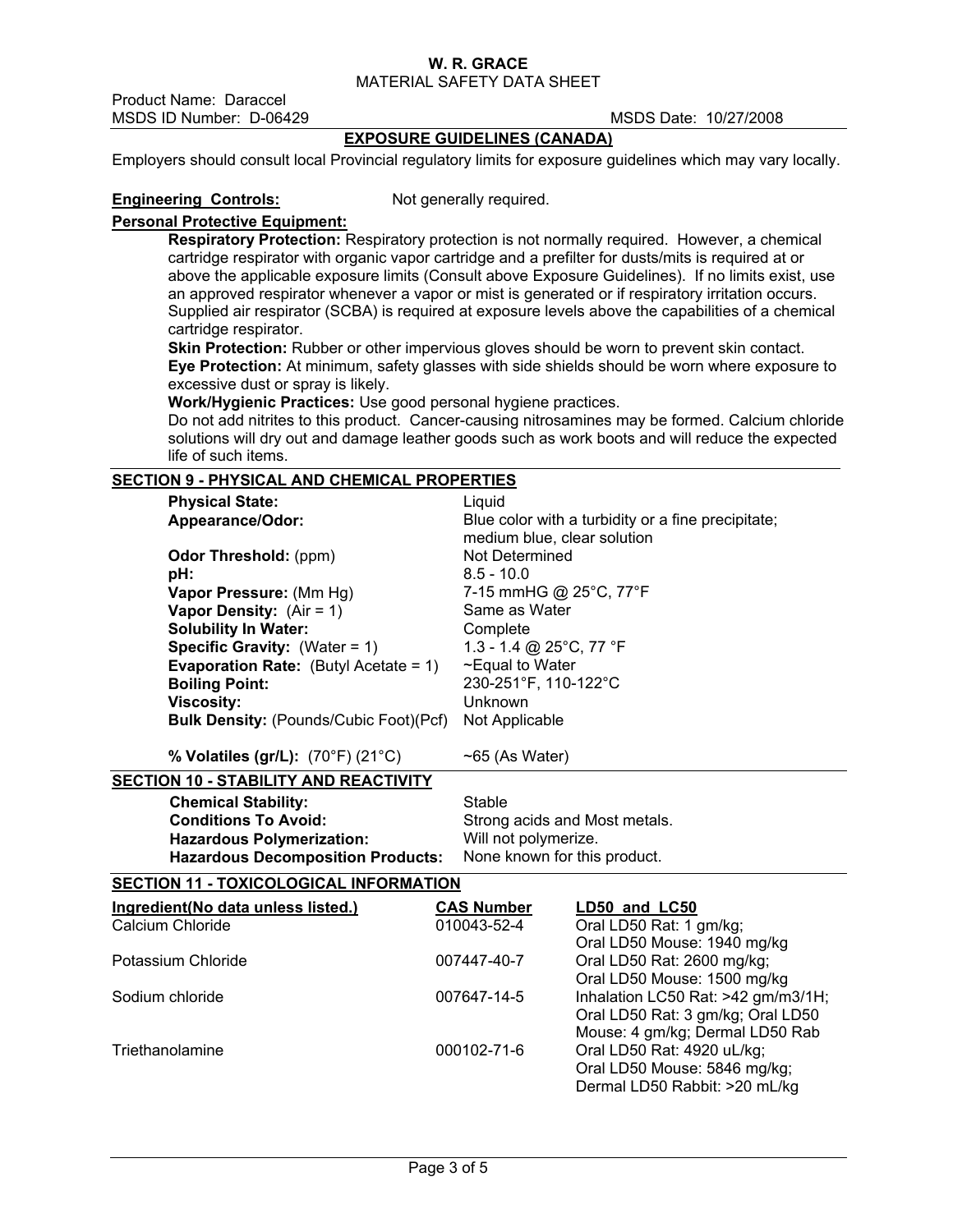**EXPOSURE GUIDELINES (CANADA)**

Employers should consult local Provincial regulatory limits for exposure guidelines which may vary locally.

**Engineering Controls:** Not generally required.

**Personal Protective Equipment:**

**Respiratory Protection:** Respiratory protection is not normally required. However, a chemical cartridge respirator with organic vapor cartridge and a prefilter for dusts/mits is required at or above the applicable exposure limits (Consult above Exposure Guidelines). If no limits exist, use an approved respirator whenever a vapor or mist is generated or if respiratory irritation occurs. Supplied air respirator (SCBA) is required at exposure levels above the capabilities of a chemical cartridge respirator.

**Skin Protection:** Rubber or other impervious gloves should be worn to prevent skin contact.

**Eye Protection:** At minimum, safety glasses with side shields should be worn where exposure to excessive dust or spray is likely.

**Work/Hygienic Practices:** Use good personal hygiene practices.

Do not add nitrites to this product. Cancer-causing nitrosamines may be formed. Calcium chloride solutions will dry out and damage leather goods such as work boots and will reduce the expected life of such items.

## SECTION 9 - PHYSICAL AND CHEMICAL PROPERTIES

| | |
|---|---|
| **Physical State:** | Liquid |
| **Appearance/Odor:** | Blue color with a turbidity or a fine precipitate; medium blue, clear solution |
| **Odor Threshold:** (ppm) | Not Determined |
| **pH:** | 8.5 - 10.0 |
| **Vapor Pressure:** (Mm Hg) | 7-15 mmHG @ 25°C, 77°F |
| **Vapor Density:** (Air = 1) | Same as Water |
| **Solubility In Water:** | Complete |
| **Specific Gravity:** (Water = 1) | 1.3 - 1.4 @ 25°C, 77 °F |
| **Evaporation Rate:** (Butyl Acetate = 1) | ~Equal to Water |
| **Boiling Point:** | 230-251°F, 110-122°C |
| **Viscosity:** | Unknown |
| **Bulk Density:** (Pounds/Cubic Foot)(Pcf) | Not Applicable |
| **% Volatiles (gr/L):** (70°F) (21°C) | ~65 (As Water) |

## SECTION 10 - STABILITY AND REACTIVITY

| | |
|---|---|
| **Chemical Stability:** | Stable |
| **Conditions To Avoid:** | Strong acids and Most metals. |
| **Hazardous Polymerization:** | Will not polymerize. |
| **Hazardous Decomposition Products:** | None known for this product. |

## SECTION 11 - TOXICOLOGICAL INFORMATION

| Ingredient(No data unless listed.) | CAS Number | LD50 and LC50 |
|---|---|---|
| Calcium Chloride | 010043-52-4 | Oral LD50 Rat: 1 gm/kg; Oral LD50 Mouse: 1940 mg/kg |
| Potassium Chloride | 007447-40-7 | Oral LD50 Rat: 2600 mg/kg; Oral LD50 Mouse: 1500 mg/kg |
| Sodium chloride | 007647-14-5 | Inhalation LC50 Rat: >42 gm/m3/1H; Oral LD50 Rat: 3 gm/kg; Oral LD50 Mouse: 4 gm/kg; Dermal LD50 Rab |
| Triethanolamine | 000102-71-6 | Oral LD50 Rat: 4920 uL/kg; Oral LD50 Mouse: 5846 mg/kg; Dermal LD50 Rabbit: >20 mL/kg |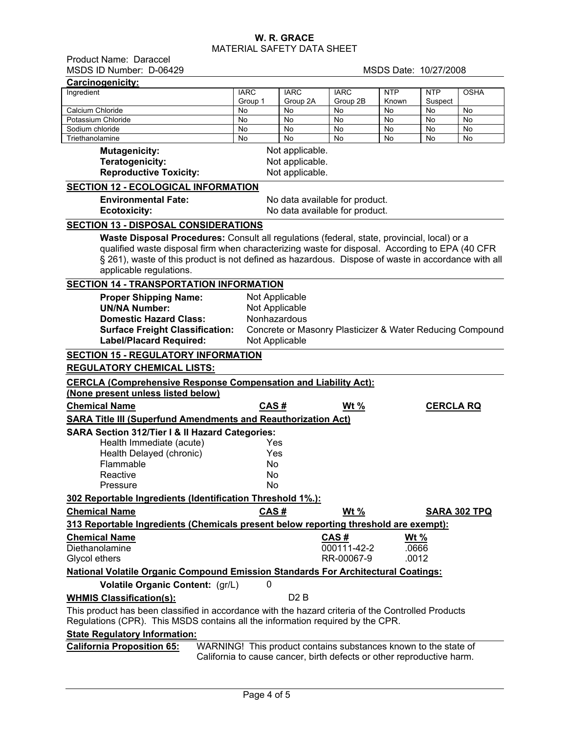**Carcinogenicity:**

| Ingredient | IARC Group 1 | IARC Group 2A | IARC Group 2B | NTP Known | NTP Suspect | OSHA |
|---|---|---|---|---|---|---|
| Calcium Chloride | No | No | No | No | No | No |
| Potassium Chloride | No | No | No | No | No | No |
| Sodium chloride | No | No | No | No | No | No |
| Triethanolamine | No | No | No | No | No | No |

**Mutagenicity:** Not applicable.
**Teratogenicity:** Not applicable.
**Reproductive Toxicity:** Not applicable.

## SECTION 12 - ECOLOGICAL INFORMATION

**Environmental Fate:** No data available for product.
**Ecotoxicity:** No data available for product.

## SECTION 13 - DISPOSAL CONSIDERATIONS

**Waste Disposal Procedures:** Consult all regulations (federal, state, provincial, local) or a qualified waste disposal firm when characterizing waste for disposal. According to EPA (40 CFR § 261), waste of this product is not defined as hazardous. Dispose of waste in accordance with all applicable regulations.

## SECTION 14 - TRANSPORTATION INFORMATION

**Proper Shipping Name:** Not Applicable
**UN/NA Number:** Not Applicable
**Domestic Hazard Class:** Nonhazardous
**Surface Freight Classification:** Concrete or Masonry Plasticizer & Water Reducing Compound
**Label/Placard Required:** Not Applicable

## SECTION 15 - REGULATORY INFORMATION

**REGULATORY CHEMICAL LISTS:**

**CERCLA (Comprehensive Response Compensation and Liability Act):**
**(None present unless listed below)**

| Chemical Name | CAS # | Wt % | CERCLA RQ |
|---|---|---|---|

**SARA Title III (Superfund Amendments and Reauthorization Act)**

**SARA Section 312/Tier I & II Hazard Categories:**

| | |
|---|---|
| Health Immediate (acute) | Yes |
| Health Delayed (chronic) | Yes |
| Flammable | No |
| Reactive | No |
| Pressure | No |

**302 Reportable Ingredients (Identification Threshold 1%.):**

| Chemical Name | CAS # | Wt % | SARA 302 TPQ |
|---|---|---|---|

**313 Reportable Ingredients (Chemicals present below reporting threshold are exempt):**

| Chemical Name | CAS # | Wt % |
|---|---|---|
| Diethanolamine | 000111-42-2 | .0666 |
| Glycol ethers | RR-00067-9 | .0012 |

**National Volatile Organic Compound Emission Standards For Architectural Coatings:**

**Volatile Organic Content:** (gr/L) 0

**WHMIS Classification(s):** D2 B

This product has been classified in accordance with the hazard criteria of the Controlled Products Regulations (CPR). This MSDS contains all the information required by the CPR.

**State Regulatory Information:**

**California Proposition 65:** WARNING! This product contains substances known to the state of California to cause cancer, birth defects or other reproductive harm.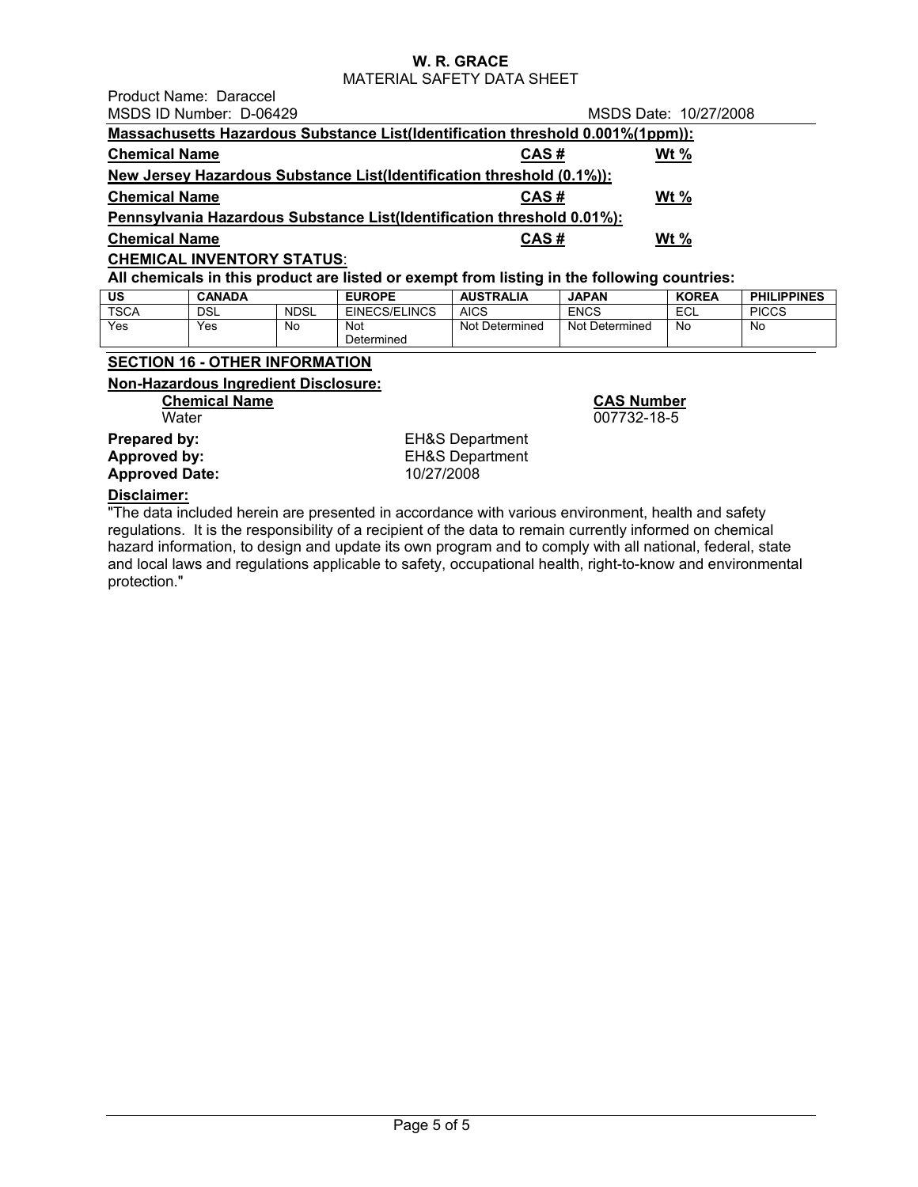**W. R. GRACE**
MATERIAL SAFETY DATA SHEET

Product Name: Daraccel
MSDS ID Number: D-06429 MSDS Date: 10/27/2008

**Massachusetts Hazardous Substance List(Identification threshold 0.001%(1ppm)):**

| **Chemical Name** | **CAS #** | **Wt %** |
| --- | --- | --- |

**New Jersey Hazardous Substance List(Identification threshold (0.1%)):**

| **Chemical Name** | **CAS #** | **Wt %** |
| --- | --- | --- |

**Pennsylvania Hazardous Substance List(Identification threshold 0.01%):**

| **Chemical Name** | **CAS #** | **Wt %** |
| --- | --- | --- |

**CHEMICAL INVENTORY STATUS**:

**All chemicals in this product are listed or exempt from listing in the following countries:**

| US | CANADA | | EUROPE | AUSTRALIA | JAPAN | KOREA | PHILIPPINES |
| --- | --- | --- | --- | --- | --- | --- | --- |
| TSCA | DSL | NDSL | EINECS/ELINCS | AICS | ENCS | ECL | PICCS |
| Yes | Yes | No | Not Determined | Not Determined | Not Determined | No | No |

## SECTION 16 - OTHER INFORMATION

**Non-Hazardous Ingredient Disclosure:**

| **Chemical Name** | **CAS Number** |
| --- | --- |
| Water | 007732-18-5 |

**Prepared by:** EH&S Department
**Approved by:** EH&S Department
**Approved Date:** 10/27/2008

**Disclaimer:**

"The data included herein are presented in accordance with various environment, health and safety regulations. It is the responsibility of a recipient of the data to remain currently informed on chemical hazard information, to design and update its own program and to comply with all national, federal, state and local laws and regulations applicable to safety, occupational health, right-to-know and environmental protection."